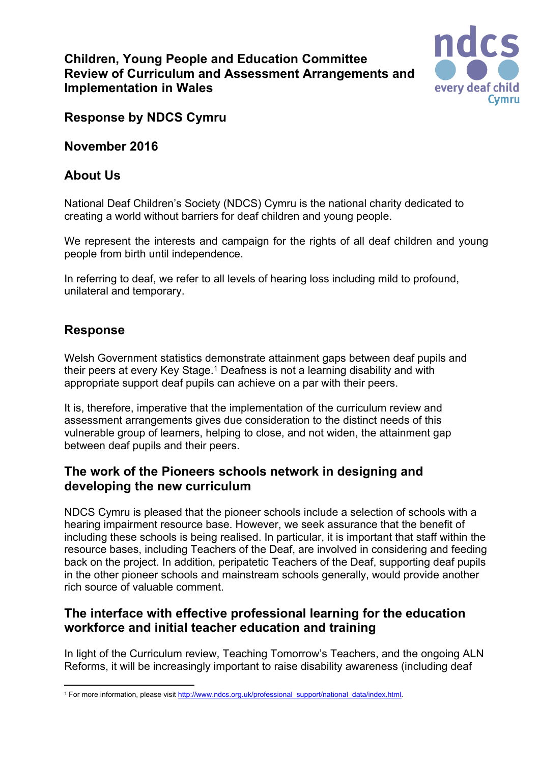# Children, Young People and Education Committee
# Review of Curriculum and Assessment Arrangements and Implementation in Wales

## Response by NDCS Cymru

## November 2016

## About Us

National Deaf Children's Society (NDCS) Cymru is the national charity dedicated to creating a world without barriers for deaf children and young people.

We represent the interests and campaign for the rights of all deaf children and young people from birth until independence.

In referring to deaf, we refer to all levels of hearing loss including mild to profound, unilateral and temporary.

## Response

Welsh Government statistics demonstrate attainment gaps between deaf pupils and their peers at every Key Stage.[1] Deafness is not a learning disability and with appropriate support deaf pupils can achieve on a par with their peers.

It is, therefore, imperative that the implementation of the curriculum review and assessment arrangements gives due consideration to the distinct needs of this vulnerable group of learners, helping to close, and not widen, the attainment gap between deaf pupils and their peers.

## The work of the Pioneers schools network in designing and developing the new curriculum

NDCS Cymru is pleased that the pioneer schools include a selection of schools with a hearing impairment resource base. However, we seek assurance that the benefit of including these schools is being realised. In particular, it is important that staff within the resource bases, including Teachers of the Deaf, are involved in considering and feeding back on the project. In addition, peripatetic Teachers of the Deaf, supporting deaf pupils in the other pioneer schools and mainstream schools generally, would provide another rich source of valuable comment.

## The interface with effective professional learning for the education workforce and initial teacher education and training

In light of the Curriculum review, Teaching Tomorrow's Teachers, and the ongoing ALN Reforms, it will be increasingly important to raise disability awareness (including deaf

---

[1] For more information, please visit http://www.ndcs.org.uk/professional_support/national_data/index.html.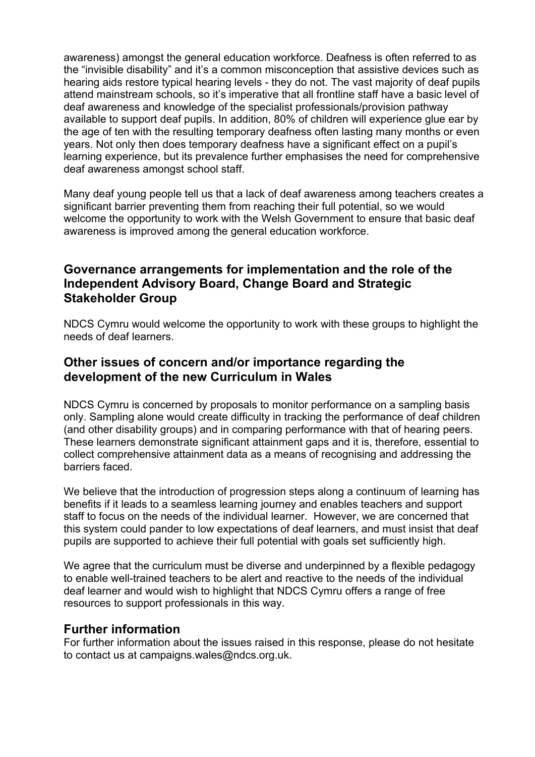awareness) amongst the general education workforce. Deafness is often referred to as the "invisible disability" and it's a common misconception that assistive devices such as hearing aids restore typical hearing levels - they do not. The vast majority of deaf pupils attend mainstream schools, so it's imperative that all frontline staff have a basic level of deaf awareness and knowledge of the specialist professionals/provision pathway available to support deaf pupils. In addition, 80% of children will experience glue ear by the age of ten with the resulting temporary deafness often lasting many months or even years. Not only then does temporary deafness have a significant effect on a pupil's learning experience, but its prevalence further emphasises the need for comprehensive deaf awareness amongst school staff.

Many deaf young people tell us that a lack of deaf awareness among teachers creates a significant barrier preventing them from reaching their full potential, so we would welcome the opportunity to work with the Welsh Government to ensure that basic deaf awareness is improved among the general education workforce.

## Governance arrangements for implementation and the role of the Independent Advisory Board, Change Board and Strategic Stakeholder Group

NDCS Cymru would welcome the opportunity to work with these groups to highlight the needs of deaf learners.

## Other issues of concern and/or importance regarding the development of the new Curriculum in Wales

NDCS Cymru is concerned by proposals to monitor performance on a sampling basis only. Sampling alone would create difficulty in tracking the performance of deaf children (and other disability groups) and in comparing performance with that of hearing peers. These learners demonstrate significant attainment gaps and it is, therefore, essential to collect comprehensive attainment data as a means of recognising and addressing the barriers faced.

We believe that the introduction of progression steps along a continuum of learning has benefits if it leads to a seamless learning journey and enables teachers and support staff to focus on the needs of the individual learner. However, we are concerned that this system could pander to low expectations of deaf learners, and must insist that deaf pupils are supported to achieve their full potential with goals set sufficiently high.

We agree that the curriculum must be diverse and underpinned by a flexible pedagogy to enable well-trained teachers to be alert and reactive to the needs of the individual deaf learner and would wish to highlight that NDCS Cymru offers a range of free resources to support professionals in this way.

## Further information

For further information about the issues raised in this response, please do not hesitate to contact us at campaigns.wales@ndcs.org.uk.